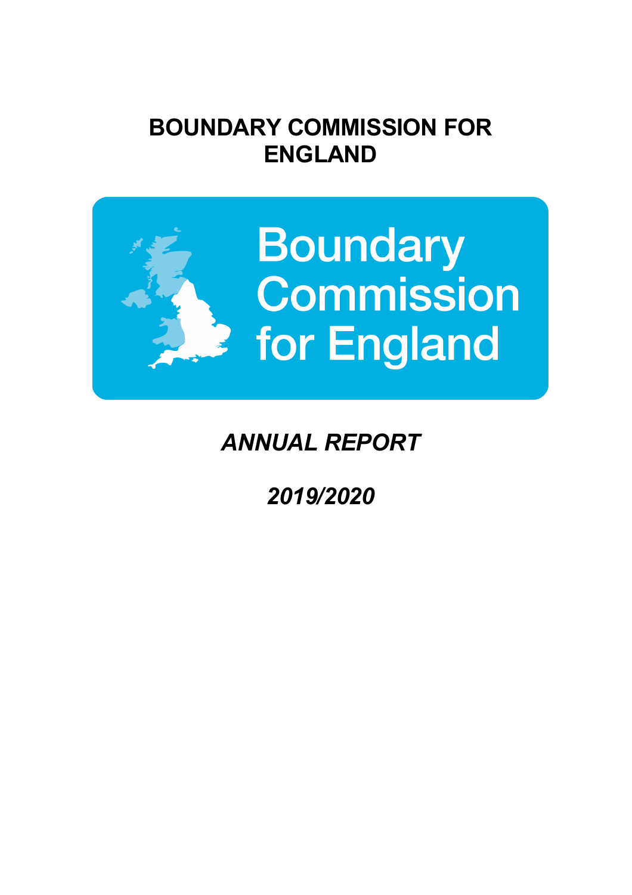# BOUNDARY COMMISSION FOR ENGLAND

Boundary Commission for England

***ANNUAL REPORT***

***2019/2020***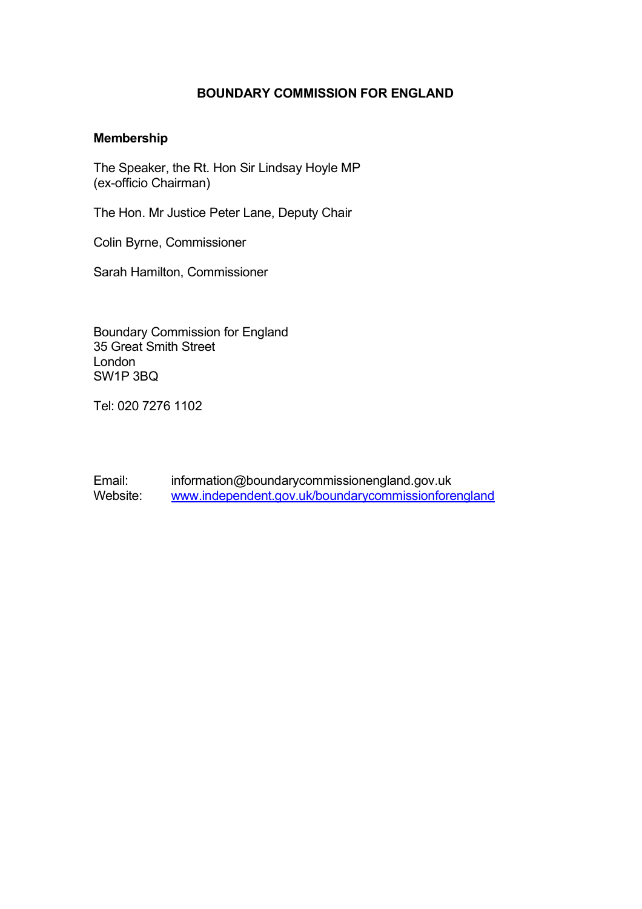# BOUNDARY COMMISSION FOR ENGLAND

**Membership**

The Speaker, the Rt. Hon Sir Lindsay Hoyle MP
(ex-officio Chairman)

The Hon. Mr Justice Peter Lane, Deputy Chair

Colin Byrne, Commissioner

Sarah Hamilton, Commissioner

Boundary Commission for England
35 Great Smith Street
London
SW1P 3BQ

Tel: 020 7276 1102

Email: information@boundarycommissionengland.gov.uk
Website: [www.independent.gov.uk/boundarycommissionforengland](http://www.independent.gov.uk/boundarycommissionforengland)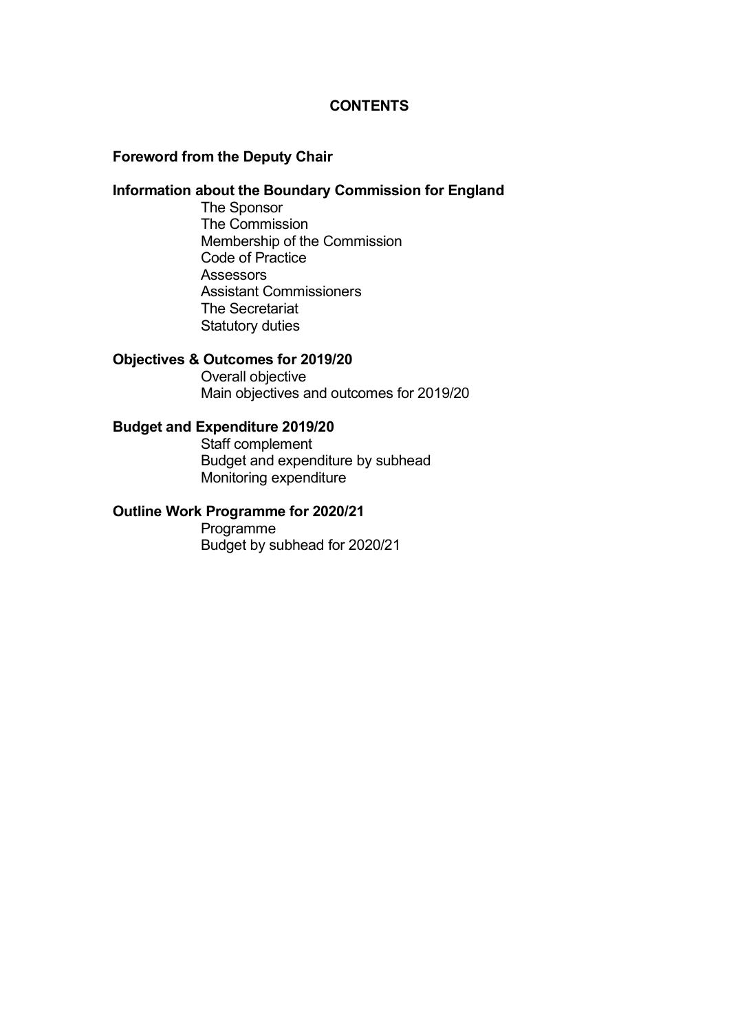# CONTENTS

**Foreword from the Deputy Chair**

**Information about the Boundary Commission for England**

- The Sponsor
- The Commission
- Membership of the Commission
- Code of Practice
- Assessors
- Assistant Commissioners
- The Secretariat
- Statutory duties

**Objectives & Outcomes for 2019/20**

- Overall objective
- Main objectives and outcomes for 2019/20

**Budget and Expenditure 2019/20**

- Staff complement
- Budget and expenditure by subhead
- Monitoring expenditure

**Outline Work Programme for 2020/21**

- Programme
- Budget by subhead for 2020/21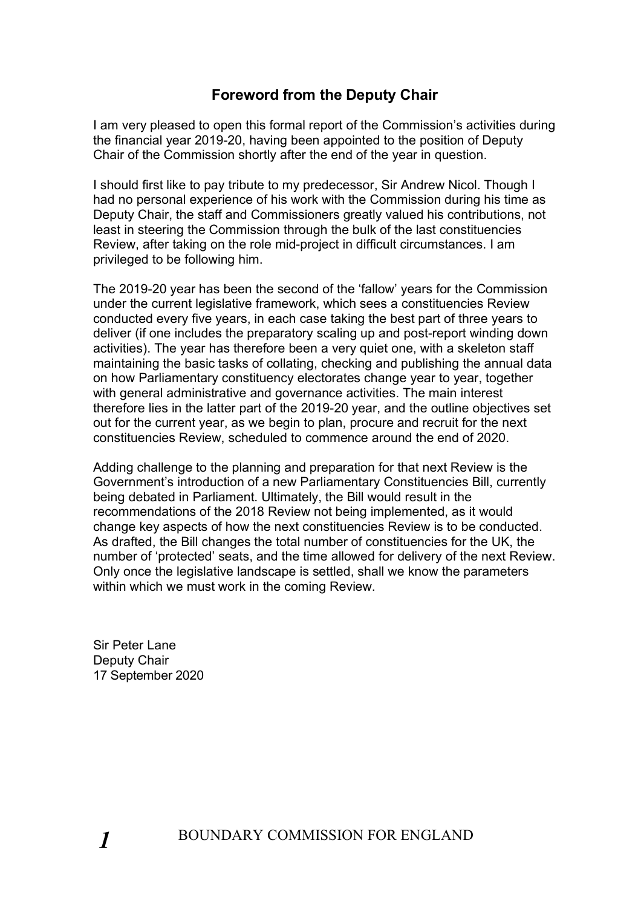## Foreword from the Deputy Chair

I am very pleased to open this formal report of the Commission's activities during the financial year 2019-20, having been appointed to the position of Deputy Chair of the Commission shortly after the end of the year in question.

I should first like to pay tribute to my predecessor, Sir Andrew Nicol. Though I had no personal experience of his work with the Commission during his time as Deputy Chair, the staff and Commissioners greatly valued his contributions, not least in steering the Commission through the bulk of the last constituencies Review, after taking on the role mid-project in difficult circumstances. I am privileged to be following him.

The 2019-20 year has been the second of the 'fallow' years for the Commission under the current legislative framework, which sees a constituencies Review conducted every five years, in each case taking the best part of three years to deliver (if one includes the preparatory scaling up and post-report winding down activities). The year has therefore been a very quiet one, with a skeleton staff maintaining the basic tasks of collating, checking and publishing the annual data on how Parliamentary constituency electorates change year to year, together with general administrative and governance activities. The main interest therefore lies in the latter part of the 2019-20 year, and the outline objectives set out for the current year, as we begin to plan, procure and recruit for the next constituencies Review, scheduled to commence around the end of 2020.

Adding challenge to the planning and preparation for that next Review is the Government's introduction of a new Parliamentary Constituencies Bill, currently being debated in Parliament. Ultimately, the Bill would result in the recommendations of the 2018 Review not being implemented, as it would change key aspects of how the next constituencies Review is to be conducted. As drafted, the Bill changes the total number of constituencies for the UK, the number of 'protected' seats, and the time allowed for delivery of the next Review. Only once the legislative landscape is settled, shall we know the parameters within which we must work in the coming Review.

Sir Peter Lane
Deputy Chair
17 September 2020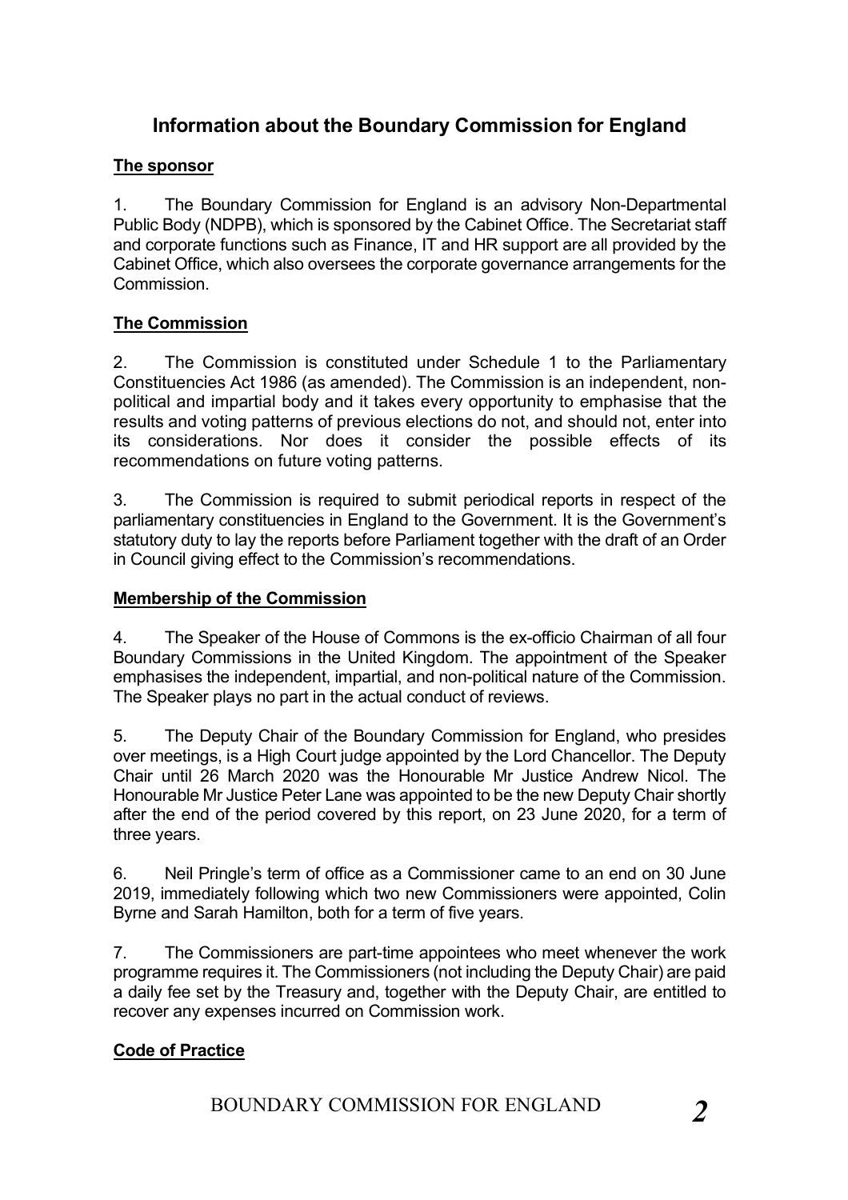## Information about the Boundary Commission for England

### The sponsor

1. The Boundary Commission for England is an advisory Non-Departmental Public Body (NDPB), which is sponsored by the Cabinet Office. The Secretariat staff and corporate functions such as Finance, IT and HR support are all provided by the Cabinet Office, which also oversees the corporate governance arrangements for the Commission.

### The Commission

2. The Commission is constituted under Schedule 1 to the Parliamentary Constituencies Act 1986 (as amended). The Commission is an independent, non-political and impartial body and it takes every opportunity to emphasise that the results and voting patterns of previous elections do not, and should not, enter into its considerations. Nor does it consider the possible effects of its recommendations on future voting patterns.

3. The Commission is required to submit periodical reports in respect of the parliamentary constituencies in England to the Government. It is the Government's statutory duty to lay the reports before Parliament together with the draft of an Order in Council giving effect to the Commission's recommendations.

### Membership of the Commission

4. The Speaker of the House of Commons is the ex-officio Chairman of all four Boundary Commissions in the United Kingdom. The appointment of the Speaker emphasises the independent, impartial, and non-political nature of the Commission. The Speaker plays no part in the actual conduct of reviews.

5. The Deputy Chair of the Boundary Commission for England, who presides over meetings, is a High Court judge appointed by the Lord Chancellor. The Deputy Chair until 26 March 2020 was the Honourable Mr Justice Andrew Nicol. The Honourable Mr Justice Peter Lane was appointed to be the new Deputy Chair shortly after the end of the period covered by this report, on 23 June 2020, for a term of three years.

6. Neil Pringle's term of office as a Commissioner came to an end on 30 June 2019, immediately following which two new Commissioners were appointed, Colin Byrne and Sarah Hamilton, both for a term of five years.

7. The Commissioners are part-time appointees who meet whenever the work programme requires it. The Commissioners (not including the Deputy Chair) are paid a daily fee set by the Treasury and, together with the Deputy Chair, are entitled to recover any expenses incurred on Commission work.

### Code of Practice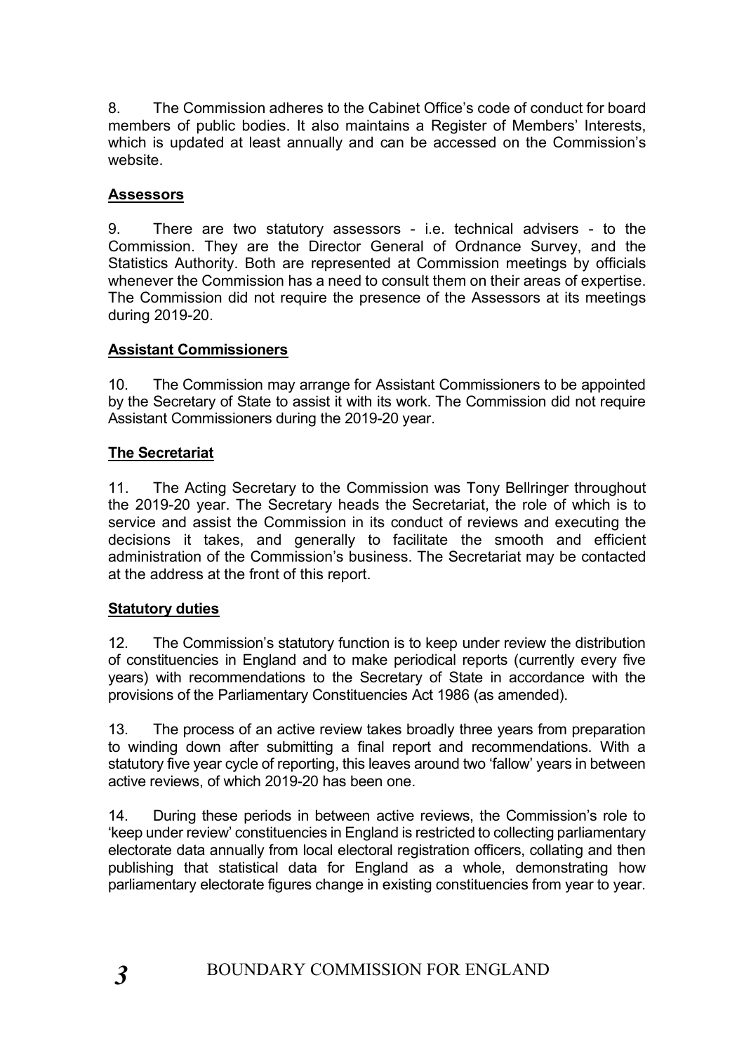8. The Commission adheres to the Cabinet Office's code of conduct for board members of public bodies. It also maintains a Register of Members' Interests, which is updated at least annually and can be accessed on the Commission's website.

## Assessors

9. There are two statutory assessors - i.e. technical advisers - to the Commission. They are the Director General of Ordnance Survey, and the Statistics Authority. Both are represented at Commission meetings by officials whenever the Commission has a need to consult them on their areas of expertise. The Commission did not require the presence of the Assessors at its meetings during 2019-20.

## Assistant Commissioners

10. The Commission may arrange for Assistant Commissioners to be appointed by the Secretary of State to assist it with its work. The Commission did not require Assistant Commissioners during the 2019-20 year.

## The Secretariat

11. The Acting Secretary to the Commission was Tony Bellringer throughout the 2019-20 year. The Secretary heads the Secretariat, the role of which is to service and assist the Commission in its conduct of reviews and executing the decisions it takes, and generally to facilitate the smooth and efficient administration of the Commission's business. The Secretariat may be contacted at the address at the front of this report.

## Statutory duties

12. The Commission's statutory function is to keep under review the distribution of constituencies in England and to make periodical reports (currently every five years) with recommendations to the Secretary of State in accordance with the provisions of the Parliamentary Constituencies Act 1986 (as amended).

13. The process of an active review takes broadly three years from preparation to winding down after submitting a final report and recommendations. With a statutory five year cycle of reporting, this leaves around two 'fallow' years in between active reviews, of which 2019-20 has been one.

14. During these periods in between active reviews, the Commission's role to 'keep under review' constituencies in England is restricted to collecting parliamentary electorate data annually from local electoral registration officers, collating and then publishing that statistical data for England as a whole, demonstrating how parliamentary electorate figures change in existing constituencies from year to year.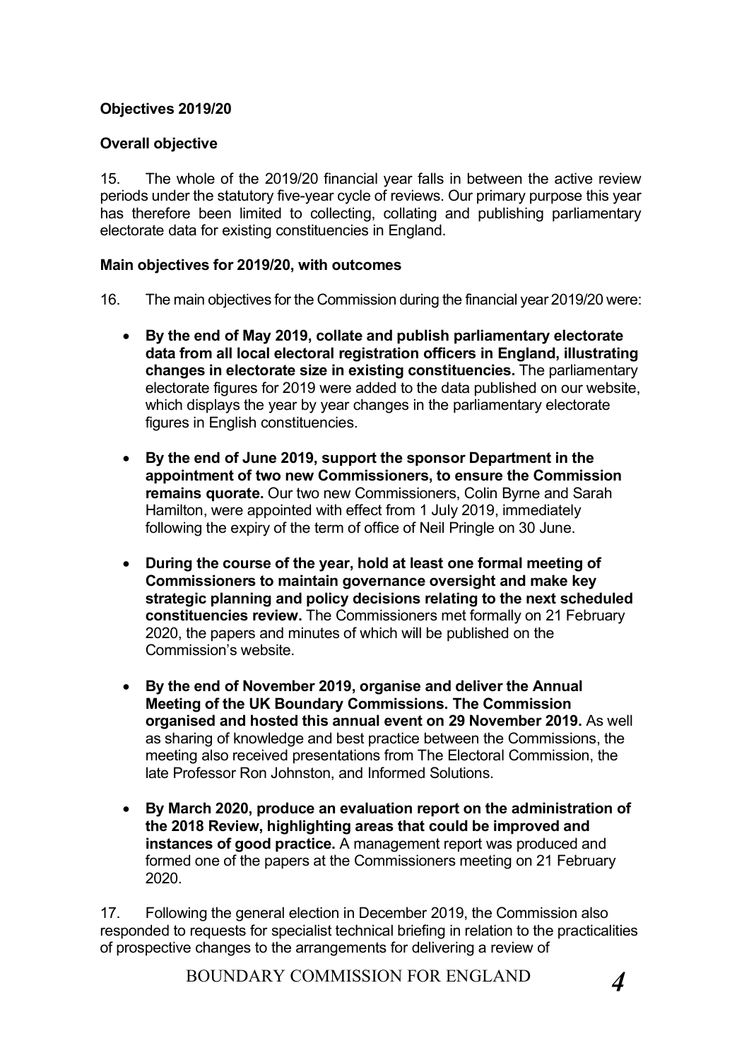**Objectives 2019/20**

**Overall objective**

15. The whole of the 2019/20 financial year falls in between the active review periods under the statutory five-year cycle of reviews. Our primary purpose this year has therefore been limited to collecting, collating and publishing parliamentary electorate data for existing constituencies in England.

**Main objectives for 2019/20, with outcomes**

16. The main objectives for the Commission during the financial year 2019/20 were:

- **By the end of May 2019, collate and publish parliamentary electorate data from all local electoral registration officers in England, illustrating changes in electorate size in existing constituencies.** The parliamentary electorate figures for 2019 were added to the data published on our website, which displays the year by year changes in the parliamentary electorate figures in English constituencies.

- **By the end of June 2019, support the sponsor Department in the appointment of two new Commissioners, to ensure the Commission remains quorate.** Our two new Commissioners, Colin Byrne and Sarah Hamilton, were appointed with effect from 1 July 2019, immediately following the expiry of the term of office of Neil Pringle on 30 June.

- **During the course of the year, hold at least one formal meeting of Commissioners to maintain governance oversight and make key strategic planning and policy decisions relating to the next scheduled constituencies review.** The Commissioners met formally on 21 February 2020, the papers and minutes of which will be published on the Commission's website.

- **By the end of November 2019, organise and deliver the Annual Meeting of the UK Boundary Commissions. The Commission organised and hosted this annual event on 29 November 2019.** As well as sharing of knowledge and best practice between the Commissions, the meeting also received presentations from The Electoral Commission, the late Professor Ron Johnston, and Informed Solutions.

- **By March 2020, produce an evaluation report on the administration of the 2018 Review, highlighting areas that could be improved and instances of good practice.** A management report was produced and formed one of the papers at the Commissioners meeting on 21 February 2020.

17. Following the general election in December 2019, the Commission also responded to requests for specialist technical briefing in relation to the practicalities of prospective changes to the arrangements for delivering a review of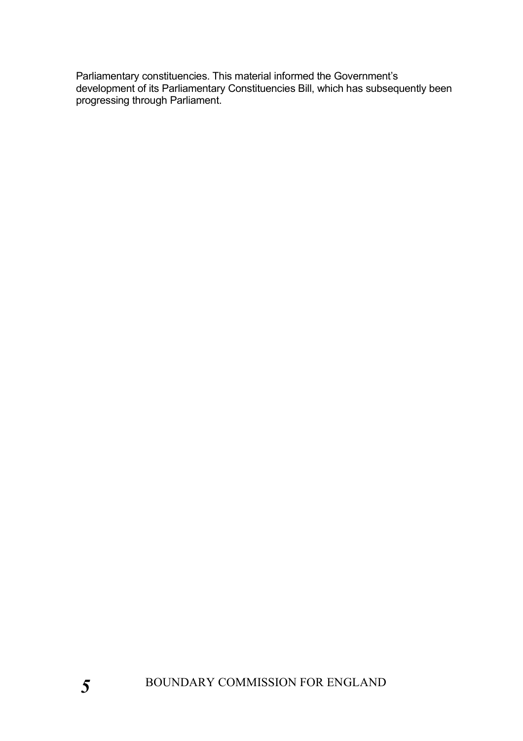Parliamentary constituencies. This material informed the Government's development of its Parliamentary Constituencies Bill, which has subsequently been progressing through Parliament.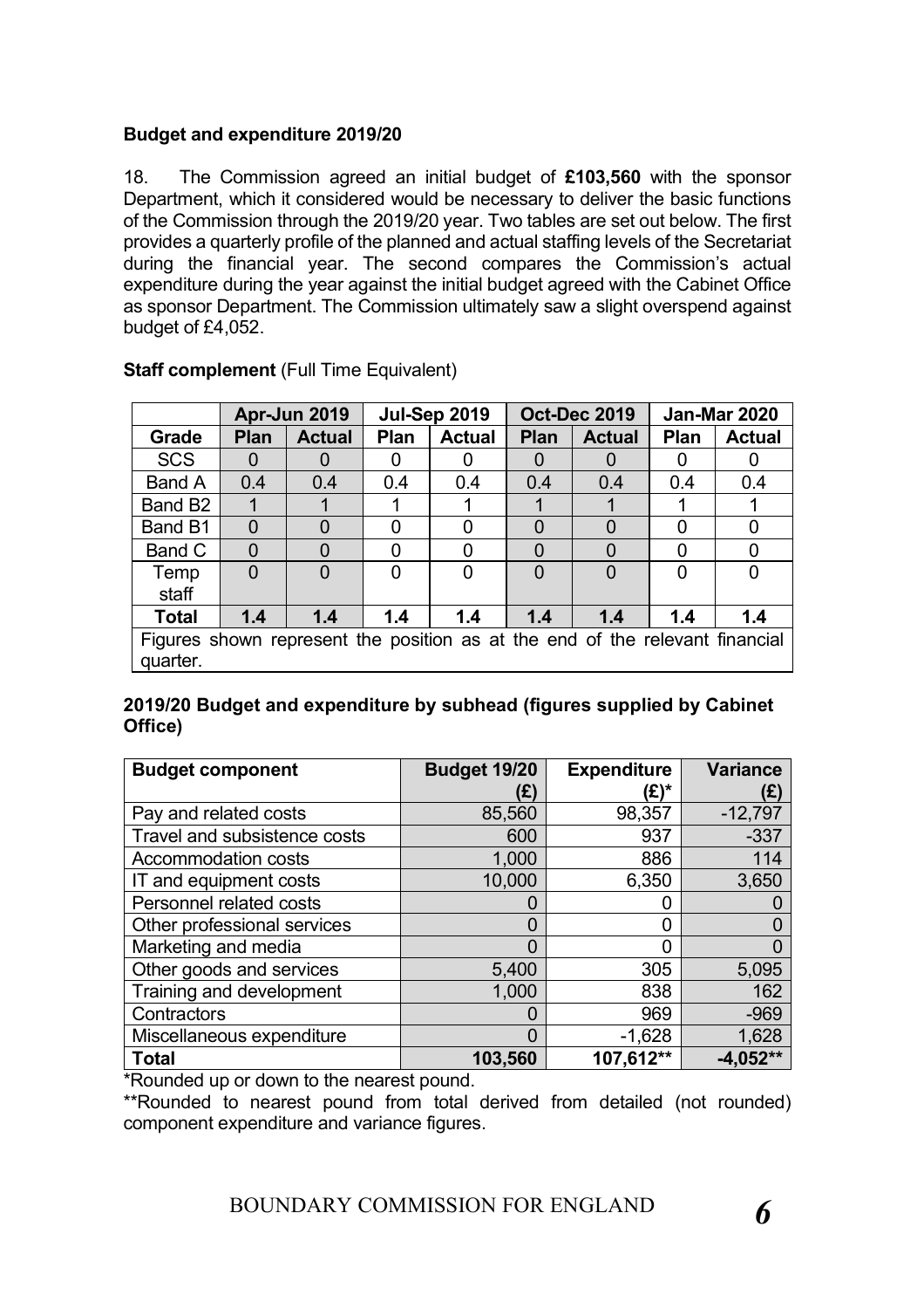**Budget and expenditure 2019/20**

18. The Commission agreed an initial budget of **£103,560** with the sponsor Department, which it considered would be necessary to deliver the basic functions of the Commission through the 2019/20 year. Two tables are set out below. The first provides a quarterly profile of the planned and actual staffing levels of the Secretariat during the financial year. The second compares the Commission's actual expenditure during the year against the initial budget agreed with the Cabinet Office as sponsor Department. The Commission ultimately saw a slight overspend against budget of £4,052.

**Staff complement** (Full Time Equivalent)

| | Apr-Jun 2019 | | Jul-Sep 2019 | | Oct-Dec 2019 | | Jan-Mar 2020 | |
|---|---|---|---|---|---|---|---|---|
| **Grade** | **Plan** | **Actual** | **Plan** | **Actual** | **Plan** | **Actual** | **Plan** | **Actual** |
| SCS | 0 | 0 | 0 | 0 | 0 | 0 | 0 | 0 |
| Band A | 0.4 | 0.4 | 0.4 | 0.4 | 0.4 | 0.4 | 0.4 | 0.4 |
| Band B2 | 1 | 1 | 1 | 1 | 1 | 1 | 1 | 1 |
| Band B1 | 0 | 0 | 0 | 0 | 0 | 0 | 0 | 0 |
| Band C | 0 | 0 | 0 | 0 | 0 | 0 | 0 | 0 |
| Temp staff | 0 | 0 | 0 | 0 | 0 | 0 | 0 | 0 |
| **Total** | **1.4** | **1.4** | **1.4** | **1.4** | **1.4** | **1.4** | **1.4** | **1.4** |
| Figures shown represent the position as at the end of the relevant financial quarter. | | | | | | | | |

**2019/20 Budget and expenditure by subhead (figures supplied by Cabinet Office)**

| **Budget component** | **Budget 19/20 (£)** | **Expenditure (£)*** | **Variance (£)** |
|---|---|---|---|
| Pay and related costs | 85,560 | 98,357 | -12,797 |
| Travel and subsistence costs | 600 | 937 | -337 |
| Accommodation costs | 1,000 | 886 | 114 |
| IT and equipment costs | 10,000 | 6,350 | 3,650 |
| Personnel related costs | 0 | 0 | 0 |
| Other professional services | 0 | 0 | 0 |
| Marketing and media | 0 | 0 | 0 |
| Other goods and services | 5,400 | 305 | 5,095 |
| Training and development | 1,000 | 838 | 162 |
| Contractors | 0 | 969 | -969 |
| Miscellaneous expenditure | 0 | -1,628 | 1,628 |
| **Total** | **103,560** | **107,612**** | **-4,052**** |

*Rounded up or down to the nearest pound.

**Rounded to nearest pound from total derived from detailed (not rounded) component expenditure and variance figures.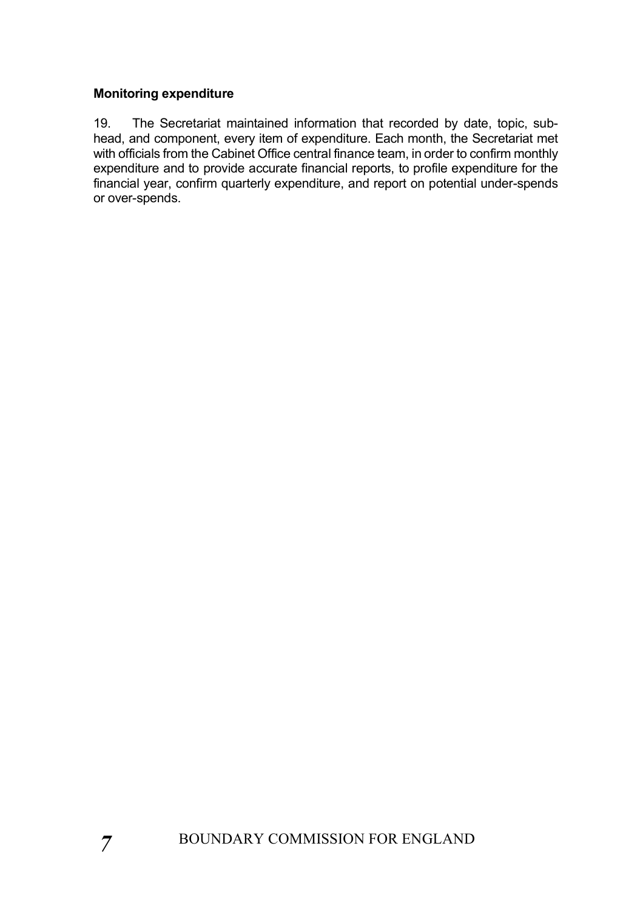**Monitoring expenditure**

19. The Secretariat maintained information that recorded by date, topic, sub-head, and component, every item of expenditure. Each month, the Secretariat met with officials from the Cabinet Office central finance team, in order to confirm monthly expenditure and to provide accurate financial reports, to profile expenditure for the financial year, confirm quarterly expenditure, and report on potential under-spends or over-spends.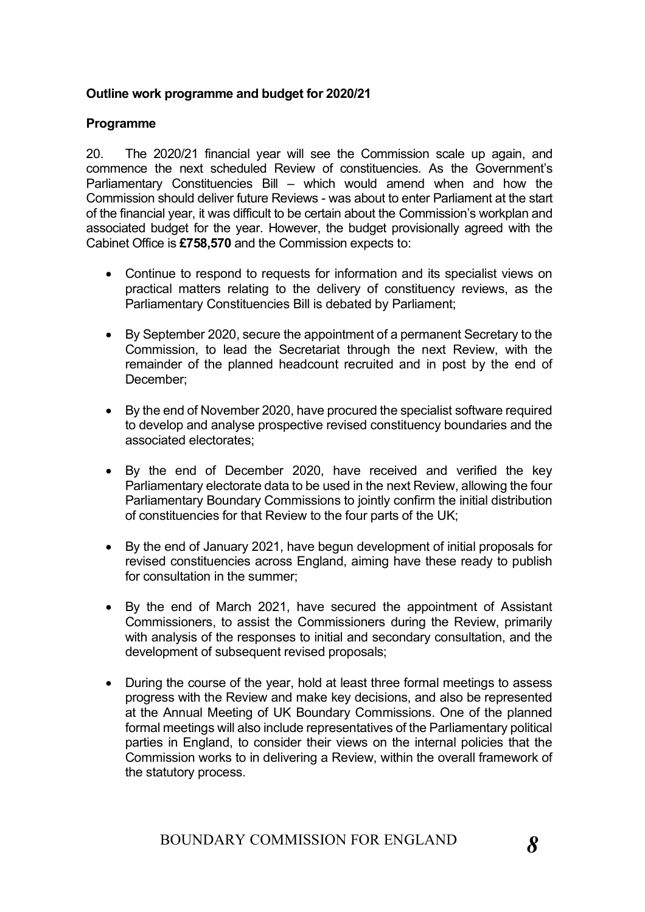**Outline work programme and budget for 2020/21**

**Programme**

20. The 2020/21 financial year will see the Commission scale up again, and commence the next scheduled Review of constituencies. As the Government's Parliamentary Constituencies Bill – which would amend when and how the Commission should deliver future Reviews - was about to enter Parliament at the start of the financial year, it was difficult to be certain about the Commission's workplan and associated budget for the year. However, the budget provisionally agreed with the Cabinet Office is **£758,570** and the Commission expects to:

- Continue to respond to requests for information and its specialist views on practical matters relating to the delivery of constituency reviews, as the Parliamentary Constituencies Bill is debated by Parliament;
- By September 2020, secure the appointment of a permanent Secretary to the Commission, to lead the Secretariat through the next Review, with the remainder of the planned headcount recruited and in post by the end of December;
- By the end of November 2020, have procured the specialist software required to develop and analyse prospective revised constituency boundaries and the associated electorates;
- By the end of December 2020, have received and verified the key Parliamentary electorate data to be used in the next Review, allowing the four Parliamentary Boundary Commissions to jointly confirm the initial distribution of constituencies for that Review to the four parts of the UK;
- By the end of January 2021, have begun development of initial proposals for revised constituencies across England, aiming have these ready to publish for consultation in the summer;
- By the end of March 2021, have secured the appointment of Assistant Commissioners, to assist the Commissioners during the Review, primarily with analysis of the responses to initial and secondary consultation, and the development of subsequent revised proposals;
- During the course of the year, hold at least three formal meetings to assess progress with the Review and make key decisions, and also be represented at the Annual Meeting of UK Boundary Commissions. One of the planned formal meetings will also include representatives of the Parliamentary political parties in England, to consider their views on the internal policies that the Commission works to in delivering a Review, within the overall framework of the statutory process.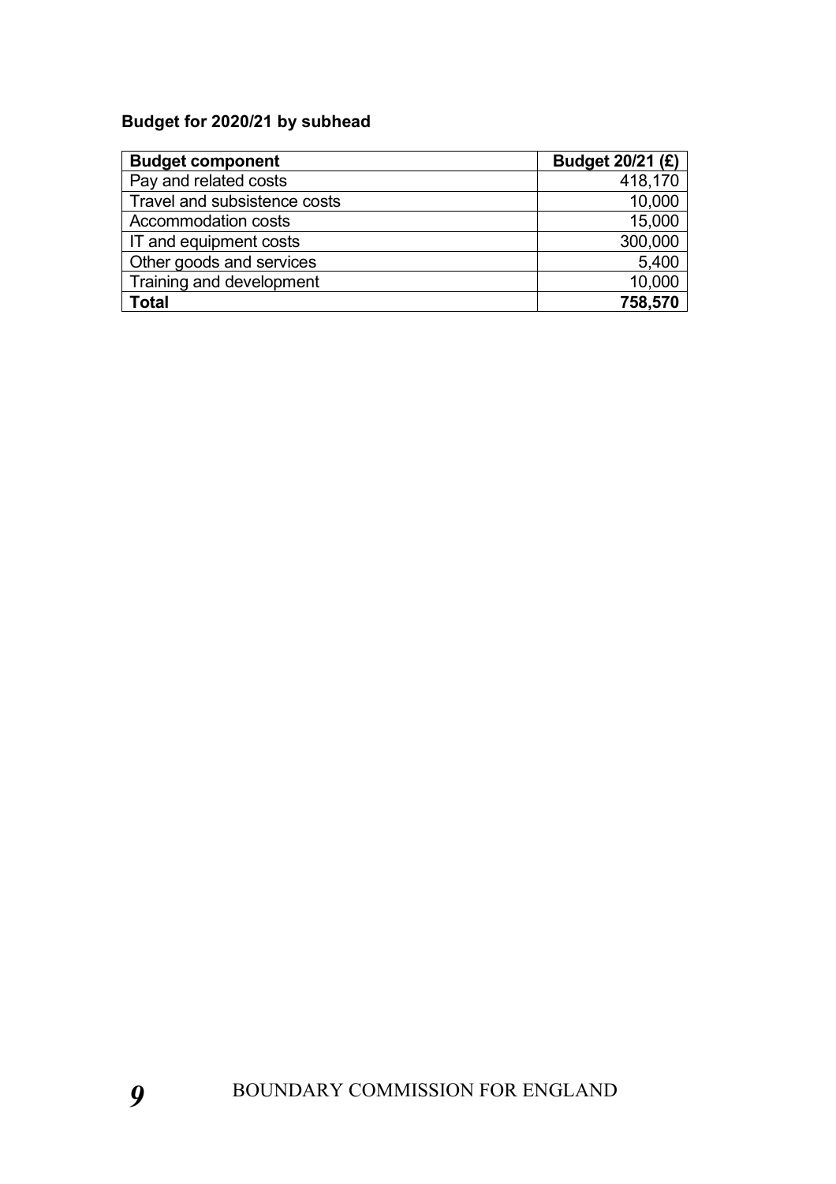**Budget for 2020/21 by subhead**

| Budget component | Budget 20/21 (£) |
|---|---|
| Pay and related costs | 418,170 |
| Travel and subsistence costs | 10,000 |
| Accommodation costs | 15,000 |
| IT and equipment costs | 300,000 |
| Other goods and services | 5,400 |
| Training and development | 10,000 |
| **Total** | **758,570** |